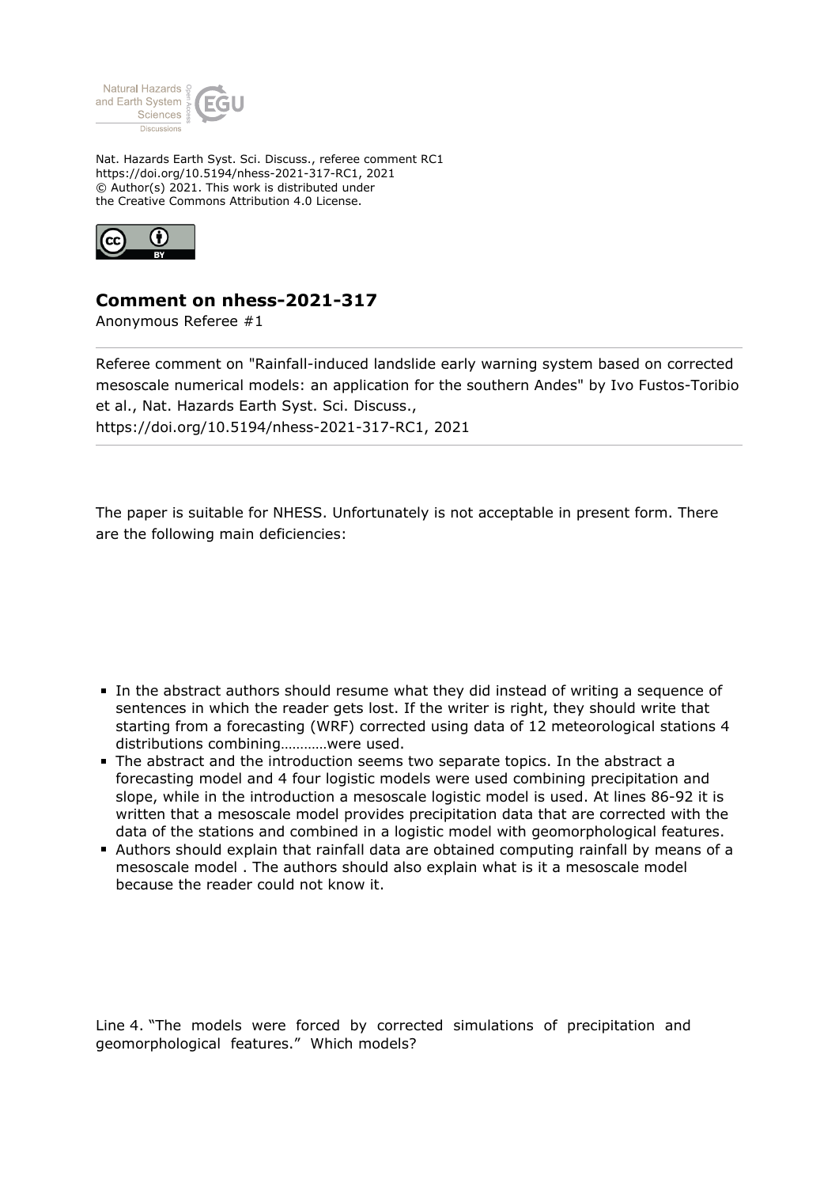Nat. Hazards Earth Syst. Sci. Discuss., referee comment RC1
https://doi.org/10.5194/nhess-2021-317-RC1, 2021
© Author(s) 2021. This work is distributed under
the Creative Commons Attribution 4.0 License.

## Comment on nhess-2021-317

Anonymous Referee #1

Referee comment on "Rainfall-induced landslide early warning system based on corrected mesoscale numerical models: an application for the southern Andes" by Ivo Fustos-Toribio et al., Nat. Hazards Earth Syst. Sci. Discuss., https://doi.org/10.5194/nhess-2021-317-RC1, 2021

The paper is suitable for NHESS. Unfortunately is not acceptable in present form. There are the following main deficiencies:

- In the abstract authors should resume what they did instead of writing a sequence of sentences in which the reader gets lost. If the writer is right, they should write that starting from a forecasting (WRF) corrected using data of 12 meteorological stations 4 distributions combining…………were used.
- The abstract and the introduction seems two separate topics. In the abstract a forecasting model and 4 four logistic models were used combining precipitation and slope, while in the introduction a mesoscale logistic model is used. At lines 86-92 it is written that a mesoscale model provides precipitation data that are corrected with the data of the stations and combined in a logistic model with geomorphological features.
- Authors should explain that rainfall data are obtained computing rainfall by means of a mesoscale model . The authors should also explain what is it a mesoscale model because the reader could not know it.

Line 4. "The models were forced by corrected simulations of precipitation and geomorphological features." Which models?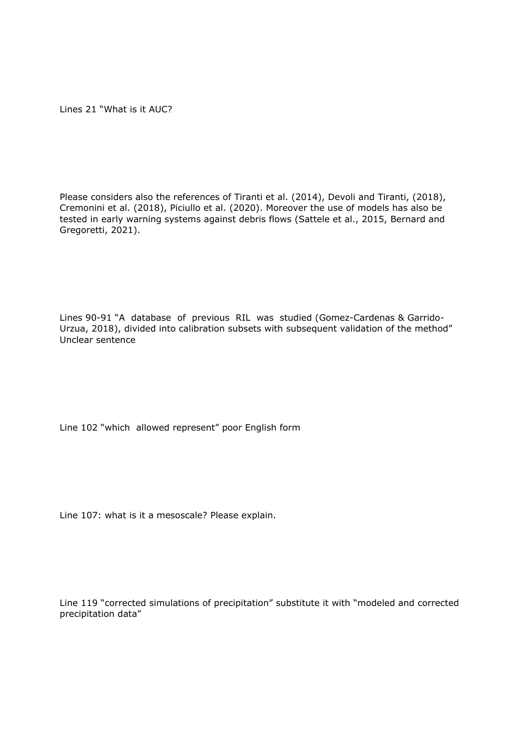Lines 21 “What is it AUC?

Please considers also the references of Tiranti et al. (2014), Devoli and Tiranti, (2018), Cremonini et al. (2018), Piciullo et al. (2020). Moreover the use of models has also be tested in early warning systems against debris flows (Sattele et al., 2015, Bernard and Gregoretti, 2021).

Lines 90-91 “A database of previous RIL was studied (Gomez-Cardenas & Garrido-Urzua, 2018), divided into calibration subsets with subsequent validation of the method” Unclear sentence

Line 102 “which allowed represent” poor English form

Line 107: what is it a mesoscale? Please explain.

Line 119 “corrected simulations of precipitation” substitute it with “modeled and corrected precipitation data”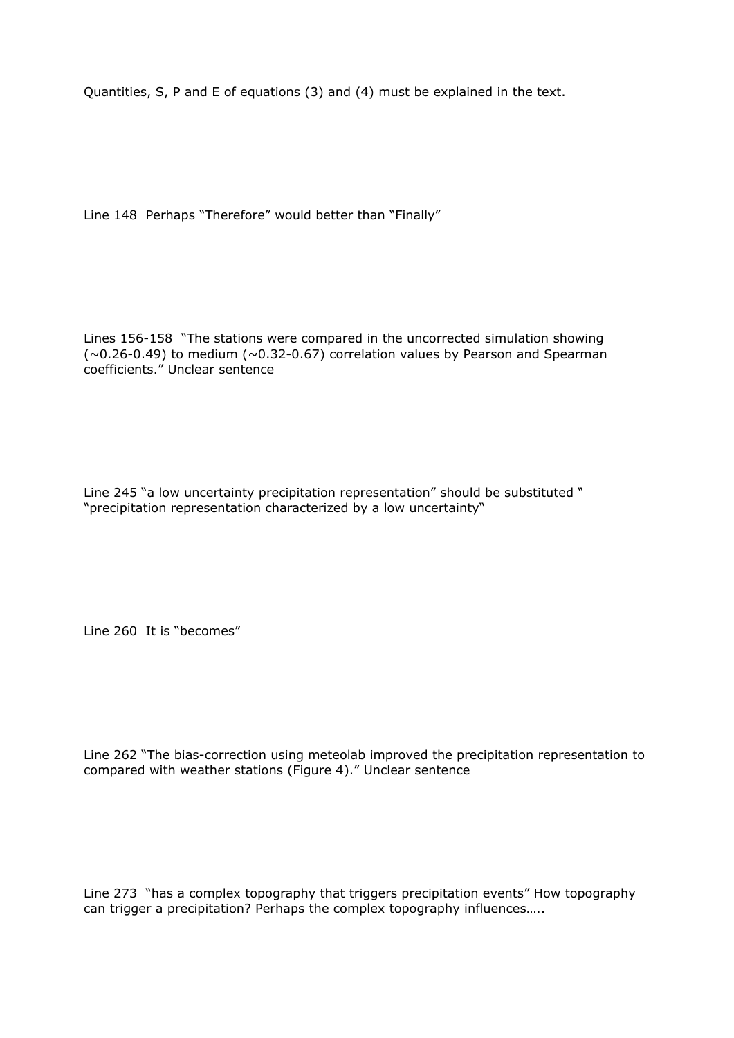Quantities, S, P and E of equations (3) and (4) must be explained in the text.

Line 148  Perhaps “Therefore” would better than “Finally”

Lines 156-158  “The stations were compared in the uncorrected simulation showing (~0.26-0.49) to medium (~0.32-0.67) correlation values by Pearson and Spearman coefficients.” Unclear sentence

Line 245 “a low uncertainty precipitation representation” should be substituted “ “precipitation representation characterized by a low uncertainty“

Line 260  It is “becomes”

Line 262 “The bias-correction using meteolab improved the precipitation representation to compared with weather stations (Figure 4).” Unclear sentence

Line 273  “has a complex topography that triggers precipitation events” How topography can trigger a precipitation? Perhaps the complex topography influences…..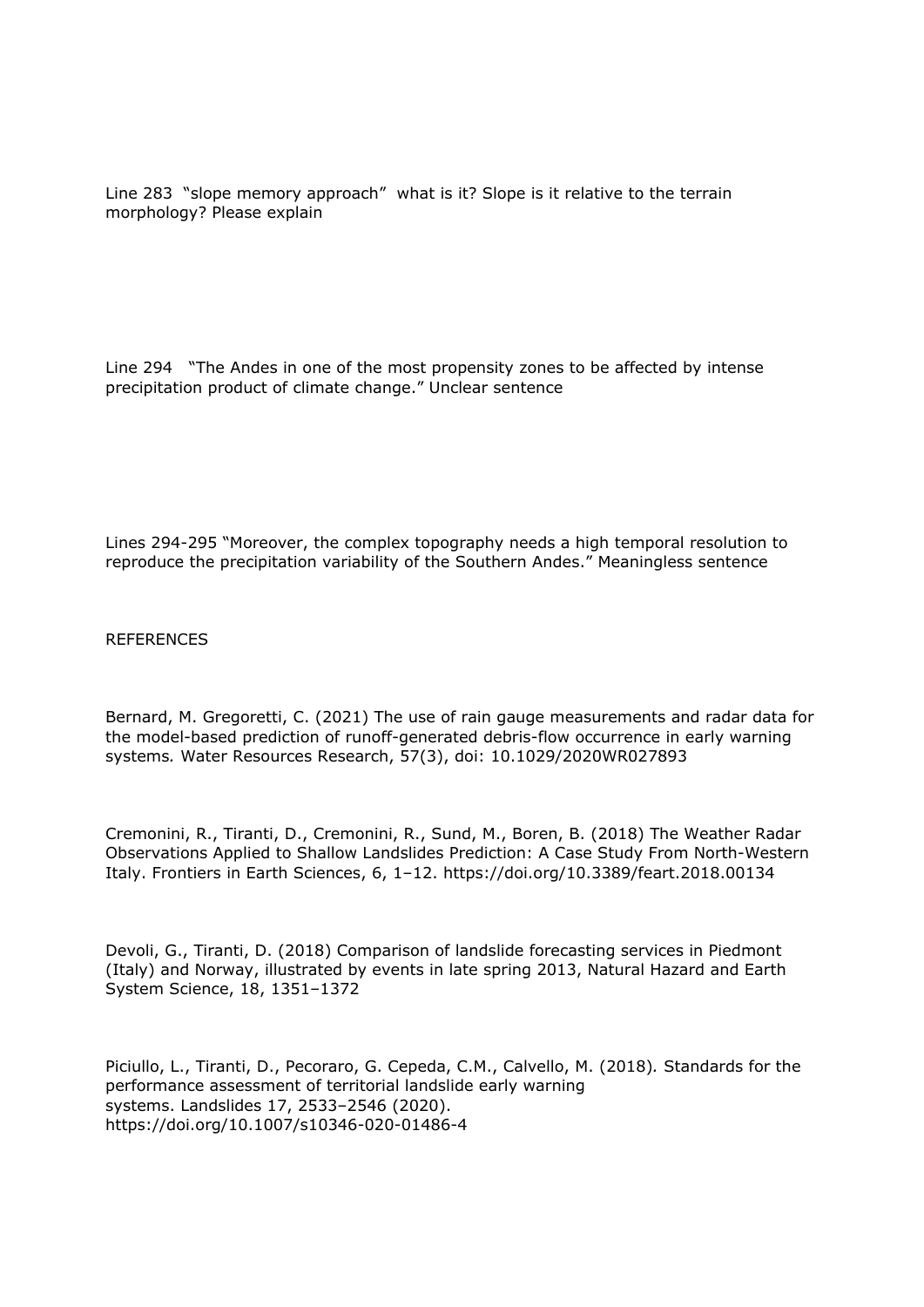Line 283 "slope memory approach" what is it? Slope is it relative to the terrain morphology? Please explain

Line 294 "The Andes in one of the most propensity zones to be affected by intense precipitation product of climate change." Unclear sentence

Lines 294-295 "Moreover, the complex topography needs a high temporal resolution to reproduce the precipitation variability of the Southern Andes." Meaningless sentence

REFERENCES

Bernard, M. Gregoretti, C. (2021) The use of rain gauge measurements and radar data for the model-based prediction of runoff-generated debris-flow occurrence in early warning systems. Water Resources Research, 57(3), doi: 10.1029/2020WR027893

Cremonini, R., Tiranti, D., Cremonini, R., Sund, M., Boren, B. (2018) The Weather Radar Observations Applied to Shallow Landslides Prediction: A Case Study From North-Western Italy. Frontiers in Earth Sciences, 6, 1–12. https://doi.org/10.3389/feart.2018.00134

Devoli, G., Tiranti, D. (2018) Comparison of landslide forecasting services in Piedmont (Italy) and Norway, illustrated by events in late spring 2013, Natural Hazard and Earth System Science, 18, 1351–1372

Piciullo, L., Tiranti, D., Pecoraro, G. Cepeda, C.M., Calvello, M. (2018). Standards for the performance assessment of territorial landslide early warning systems. Landslides 17, 2533–2546 (2020). https://doi.org/10.1007/s10346-020-01486-4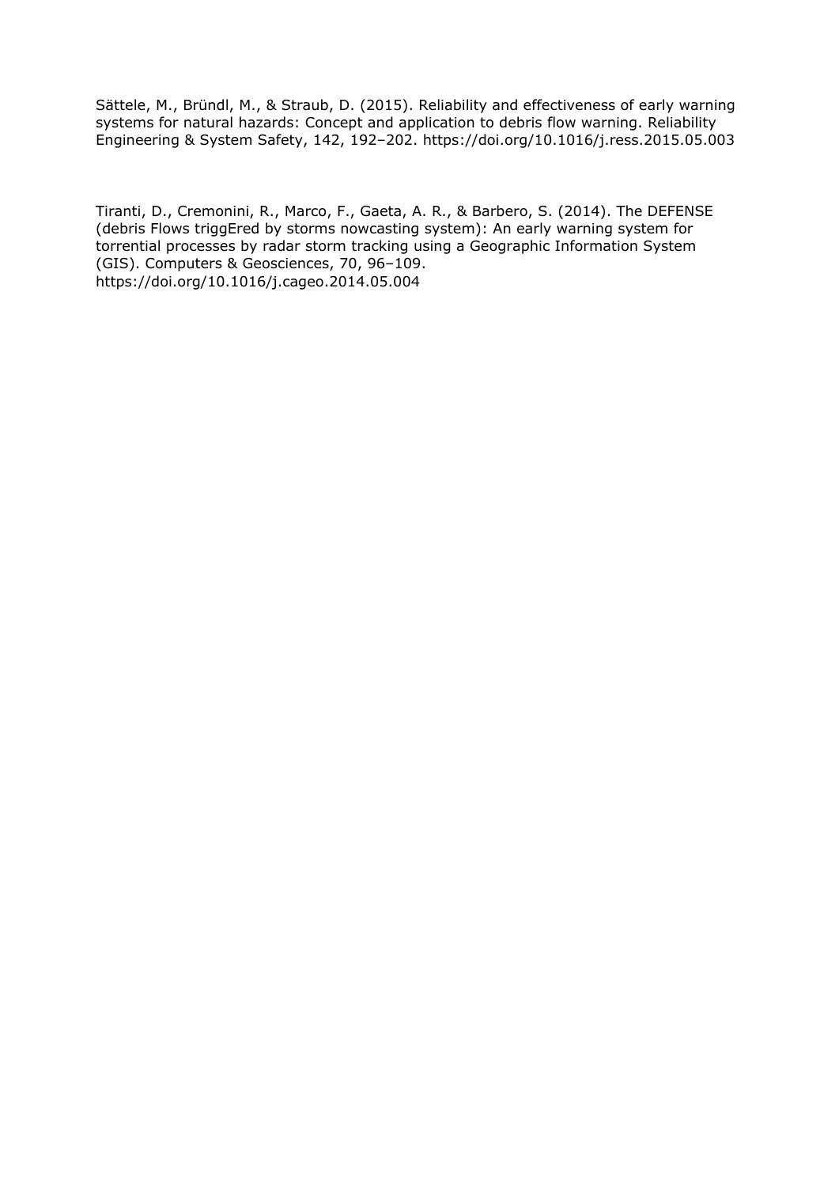Sättele, M., Bründl, M., & Straub, D. (2015). Reliability and effectiveness of early warning systems for natural hazards: Concept and application to debris flow warning. Reliability Engineering & System Safety, 142, 192–202. https://doi.org/10.1016/j.ress.2015.05.003

Tiranti, D., Cremonini, R., Marco, F., Gaeta, A. R., & Barbero, S. (2014). The DEFENSE (debris Flows triggEred by storms nowcasting system): An early warning system for torrential processes by radar storm tracking using a Geographic Information System (GIS). Computers & Geosciences, 70, 96–109. https://doi.org/10.1016/j.cageo.2014.05.004